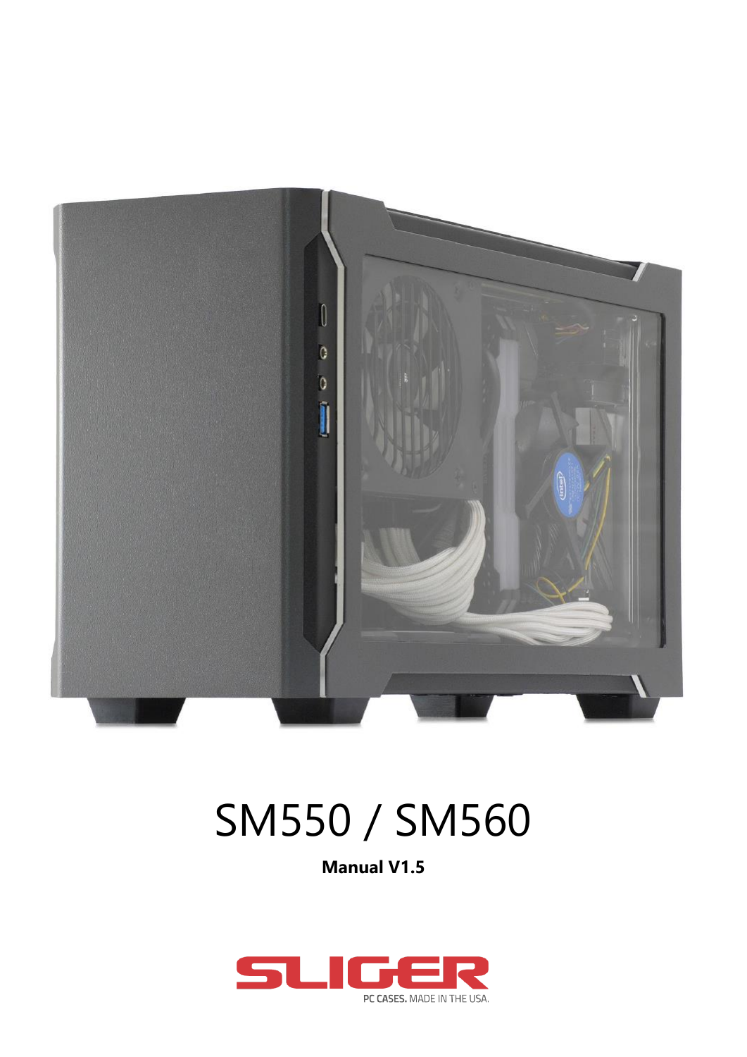# SM550 / SM560

**Manual V1.5**

SLIGER

PC CASES. MADE IN THE USA.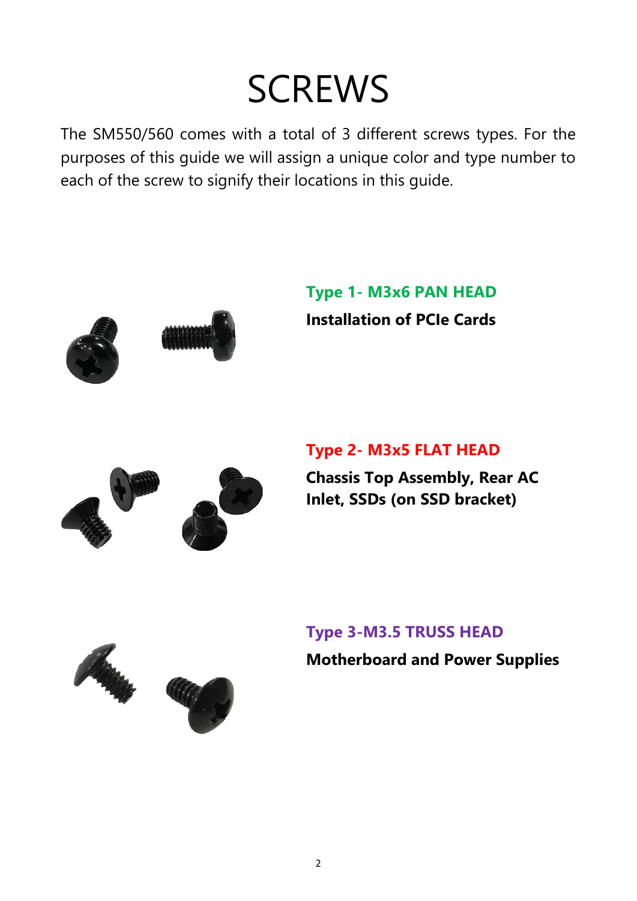# SCREWS

The SM550/560 comes with a total of 3 different screws types. For the purposes of this guide we will assign a unique color and type number to each of the screw to signify their locations in this guide.

**Type 1- M3x6 PAN HEAD**

**Installation of PCIe Cards**

**Type 2- M3x5 FLAT HEAD**

**Chassis Top Assembly, Rear AC Inlet, SSDs (on SSD bracket)**

**Type 3-M3.5 TRUSS HEAD**

**Motherboard and Power Supplies**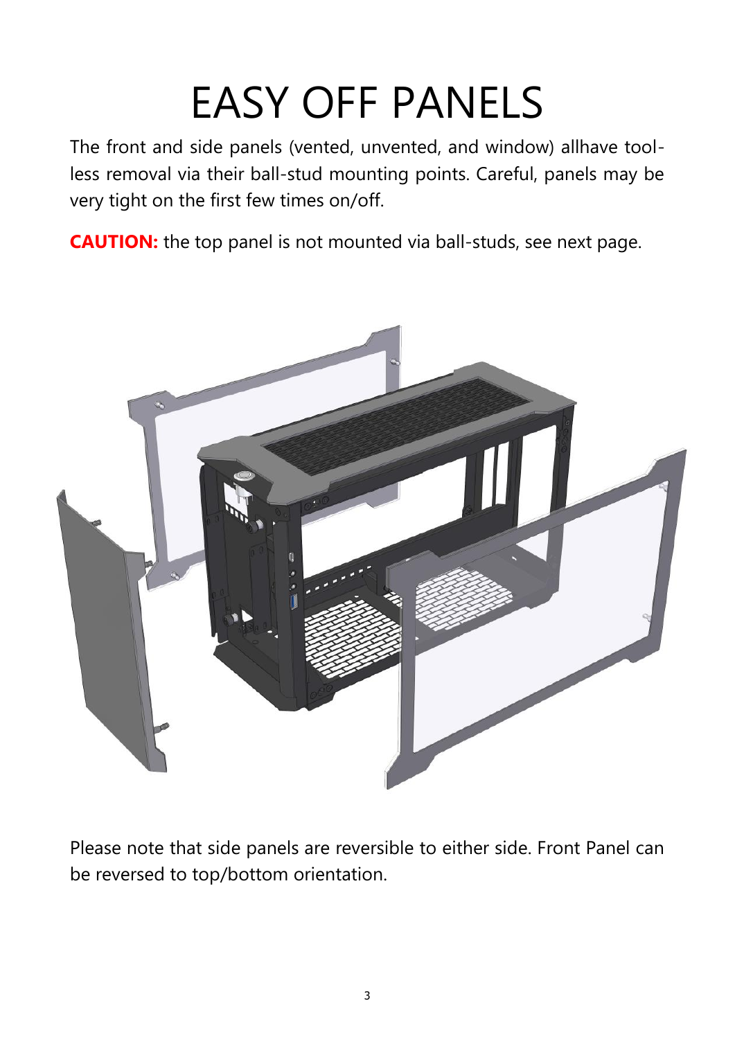# EASY OFF PANELS

The front and side panels (vented, unvented, and window) allhave tool-less removal via their ball-stud mounting points. Careful, panels may be very tight on the first few times on/off.

**CAUTION:** the top panel is not mounted via ball-studs, see next page.

Please note that side panels are reversible to either side. Front Panel can be reversed to top/bottom orientation.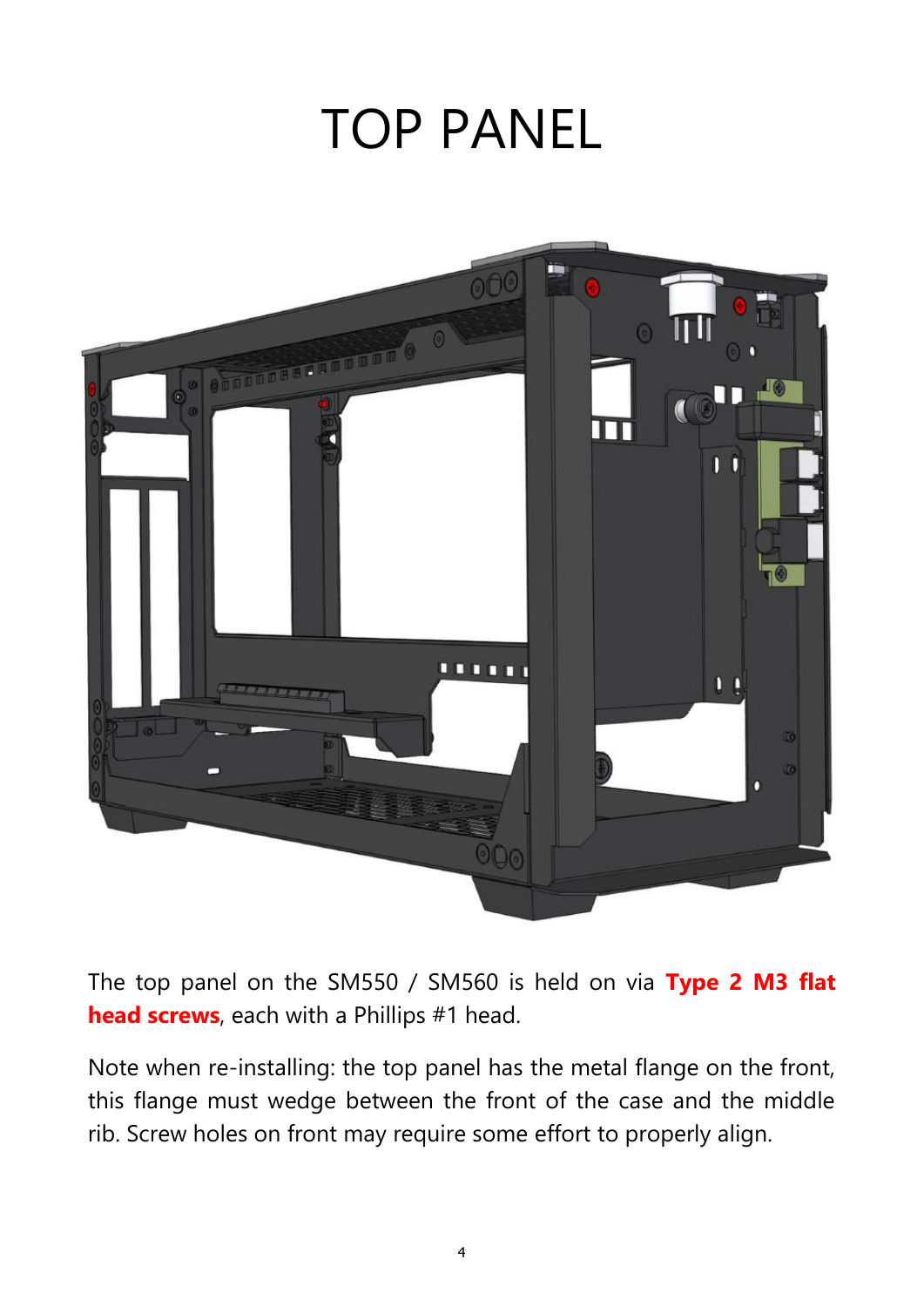# TOP PANEL

The top panel on the SM550 / SM560 is held on via **Type 2 M3 flat head screws**, each with a Phillips #1 head.

Note when re-installing: the top panel has the metal flange on the front, this flange must wedge between the front of the case and the middle rib. Screw holes on front may require some effort to properly align.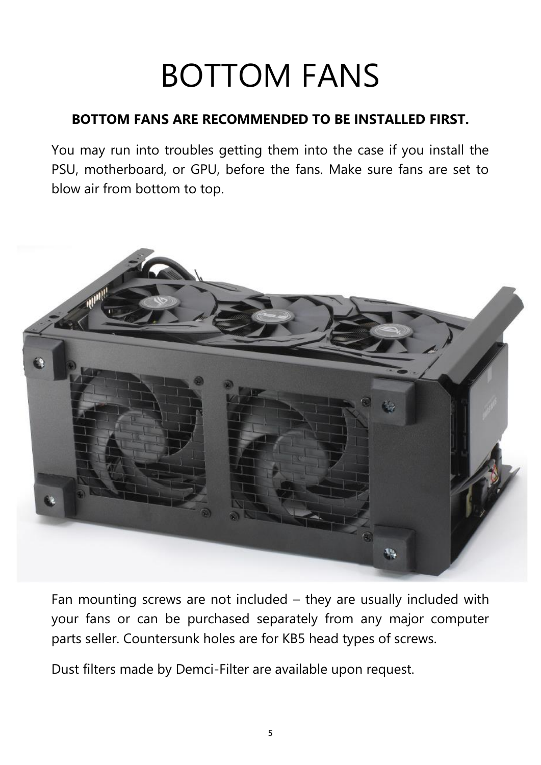# BOTTOM FANS

**BOTTOM FANS ARE RECOMMENDED TO BE INSTALLED FIRST.**

You may run into troubles getting them into the case if you install the PSU, motherboard, or GPU, before the fans. Make sure fans are set to blow air from bottom to top.

Fan mounting screws are not included – they are usually included with your fans or can be purchased separately from any major computer parts seller. Countersunk holes are for KB5 head types of screws.

Dust filters made by Demci-Filter are available upon request.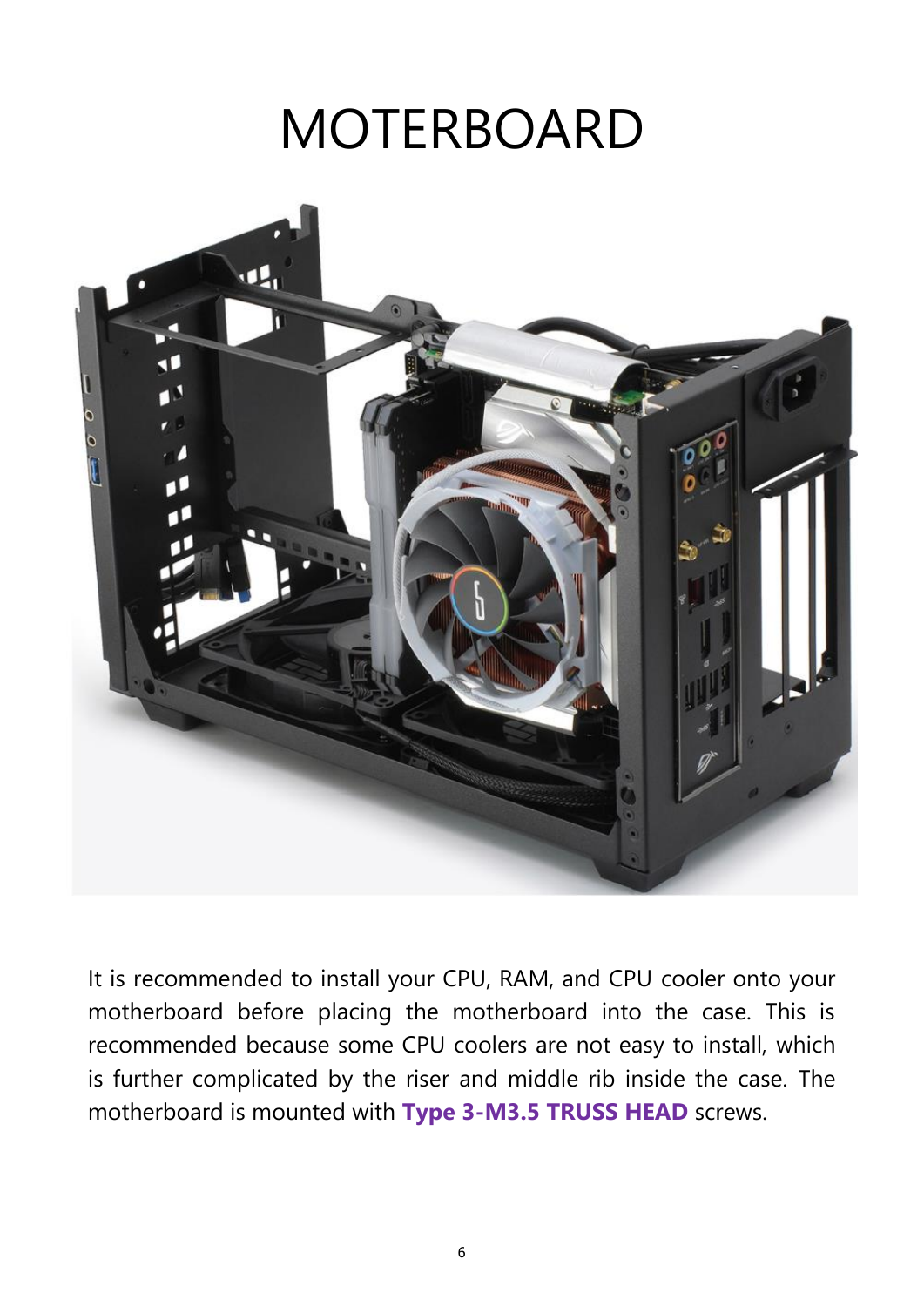# MOTERBOARD

It is recommended to install your CPU, RAM, and CPU cooler onto your motherboard before placing the motherboard into the case. This is recommended because some CPU coolers are not easy to install, which is further complicated by the riser and middle rib inside the case. The motherboard is mounted with **Type 3-M3.5 TRUSS HEAD** screws.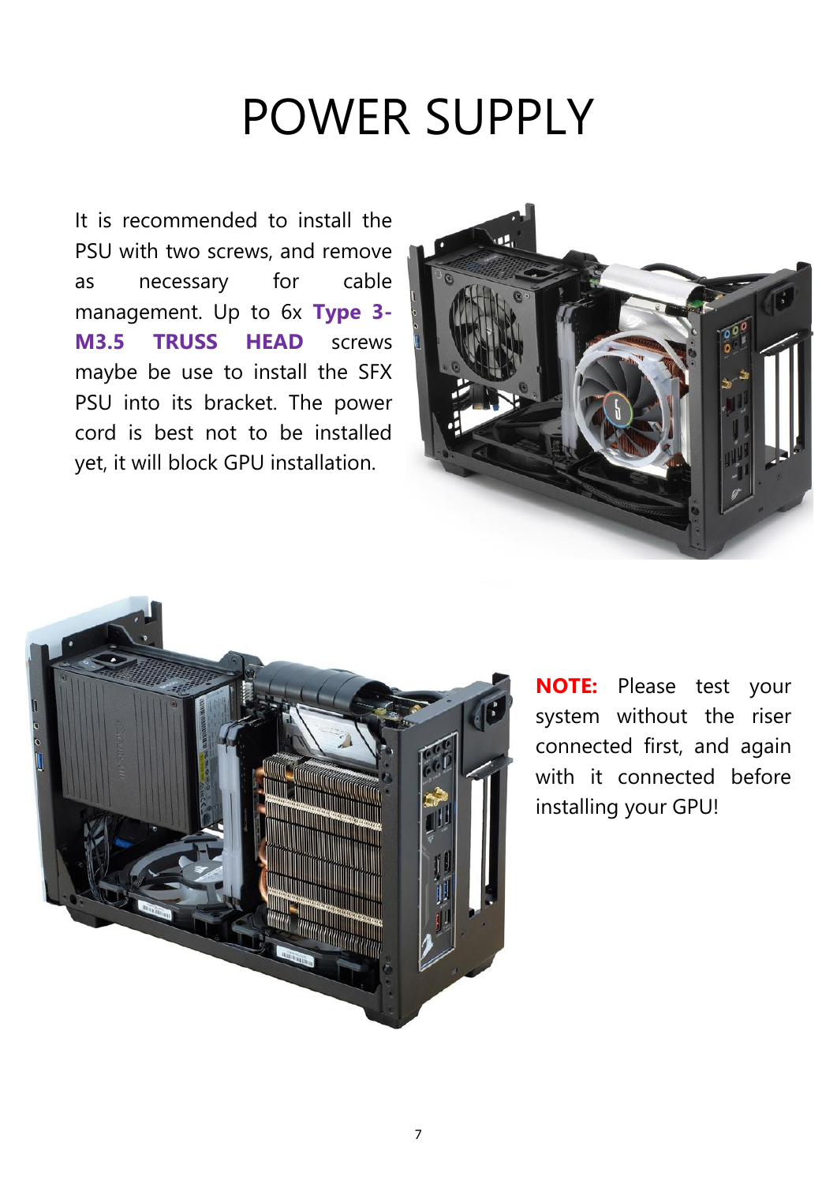# POWER SUPPLY

It is recommended to install the PSU with two screws, and remove as necessary for cable management. Up to 6x **Type 3-M3.5 TRUSS HEAD** screws maybe be use to install the SFX PSU into its bracket. The power cord is best not to be installed yet, it will block GPU installation.

**NOTE:** Please test your system without the riser connected first, and again with it connected before installing your GPU!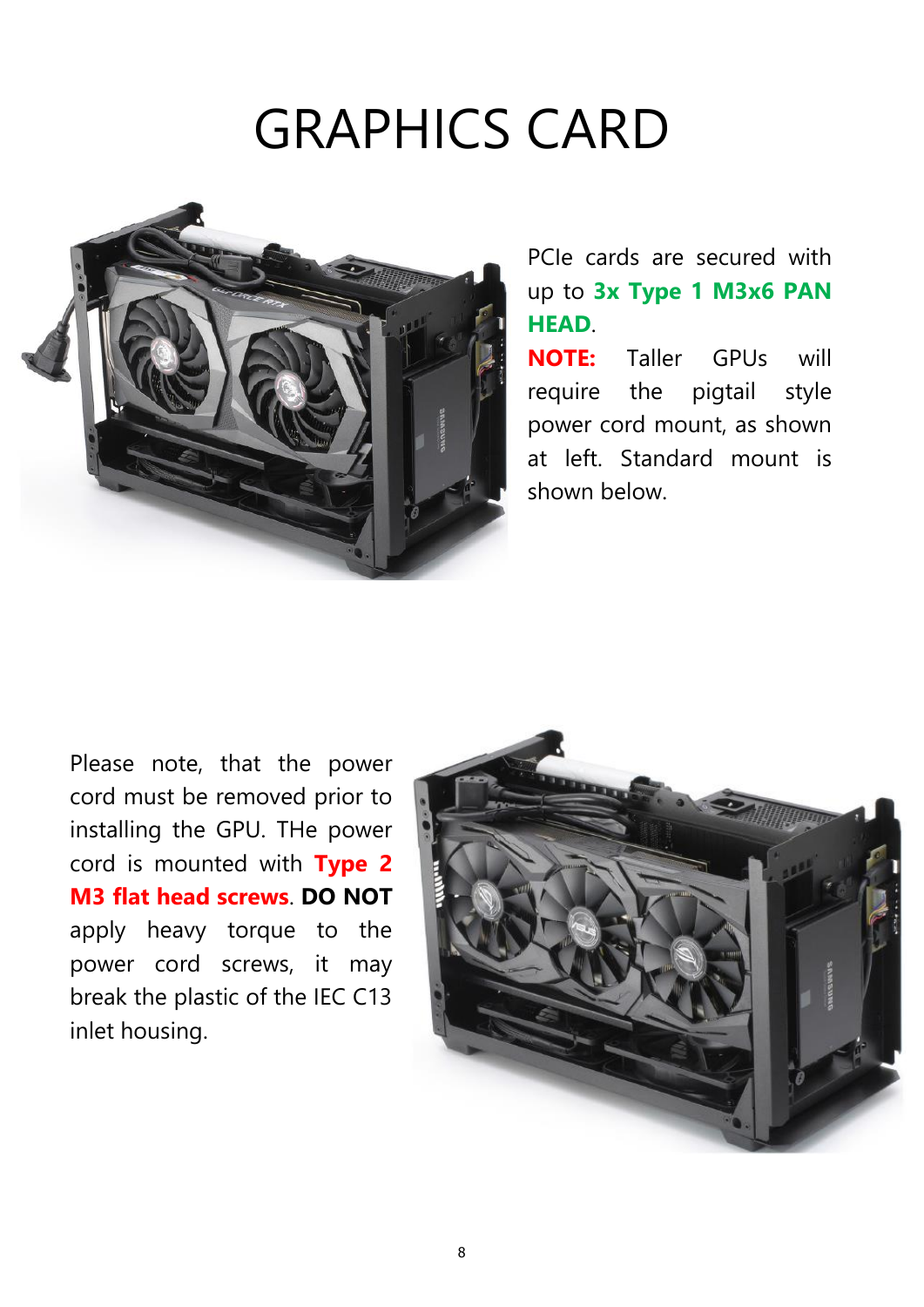# GRAPHICS CARD

PCIe cards are secured with up to **3x Type 1 M3x6 PAN HEAD**.

**NOTE:** Taller GPUs will require the pigtail style power cord mount, as shown at left. Standard mount is shown below.

Please note, that the power cord must be removed prior to installing the GPU. THe power cord is mounted with **Type 2 M3 flat head screws**. **DO NOT** apply heavy torque to the power cord screws, it may break the plastic of the IEC C13 inlet housing.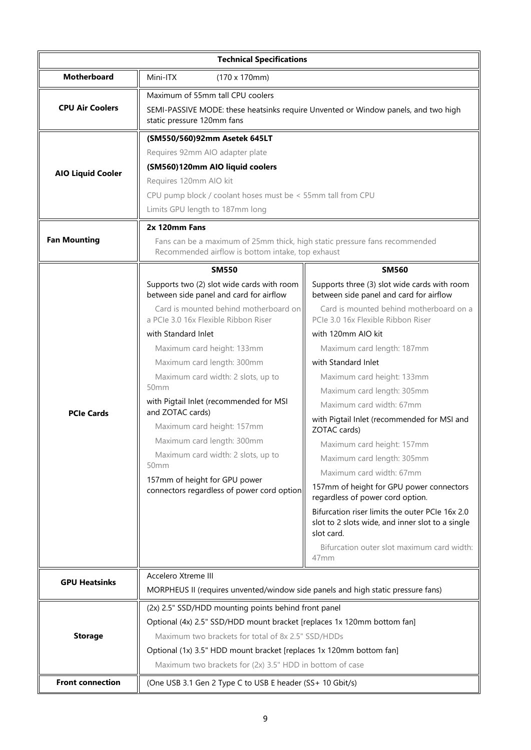| Technical Specifications | | |
|---|---|---|
| **Motherboard** | Mini-ITX (170 x 170mm) | |
| **CPU Air Coolers** | Maximum of 55mm tall CPU coolers<br>SEMI-PASSIVE MODE: these heatsinks require Unvented or Window panels, and two high static pressure 120mm fans | |
| **AIO Liquid Cooler** | **(SM550/560)92mm Asetek 645LT**<br>Requires 92mm AIO adapter plate<br>**(SM560)120mm AIO liquid coolers**<br>Requires 120mm AIO kit<br>CPU pump block / coolant hoses must be < 55mm tall from CPU<br>Limits GPU length to 187mm long | |
| **Fan Mounting** | **2x 120mm Fans**<br>Fans can be a maximum of 25mm thick, high static pressure fans recommended<br>Recommended airflow is bottom intake, top exhaust | |
| **PCIe Cards** | **SM550** | **SM560** |
| | Supports two (2) slot wide cards with room between side panel and card for airflow<br>Card is mounted behind motherboard on a PCIe 3.0 16x Flexible Ribbon Riser<br>with Standard Inlet<br>Maximum card height: 133mm<br>Maximum card length: 300mm<br>Maximum card width: 2 slots, up to 50mm<br>with Pigtail Inlet (recommended for MSI and ZOTAC cards)<br>Maximum card height: 157mm<br>Maximum card length: 300mm<br>Maximum card width: 2 slots, up to 50mm<br>157mm of height for GPU power connectors regardless of power cord option | Supports three (3) slot wide cards with room between side panel and card for airflow<br>Card is mounted behind motherboard on a PCIe 3.0 16x Flexible Ribbon Riser<br>with 120mm AIO kit<br>Maximum card length: 187mm<br>with Standard Inlet<br>Maximum card height: 133mm<br>Maximum card length: 305mm<br>Maximum card width: 67mm<br>with Pigtail Inlet (recommended for MSI and ZOTAC cards)<br>Maximum card height: 157mm<br>Maximum card length: 305mm<br>Maximum card width: 67mm<br>157mm of height for GPU power connectors regardless of power cord option.<br>Bifurcation riser limits the outer PCIe 16x 2.0 slot to 2 slots wide, and inner slot to a single slot card.<br>Bifurcation outer slot maximum card width: 47mm |
| **GPU Heatsinks** | Accelero Xtreme III<br>MORPHEUS II (requires unvented/window side panels and high static pressure fans) | |
| **Storage** | (2x) 2.5" SSD/HDD mounting points behind front panel<br>Optional (4x) 2.5" SSD/HDD mount bracket [replaces 1x 120mm bottom fan]<br>Maximum two brackets for total of 8x 2.5" SSD/HDDs<br>Optional (1x) 3.5" HDD mount bracket [replaces 1x 120mm bottom fan]<br>Maximum two brackets for (2x) 3.5" HDD in bottom of case | |
| **Front connection** | (One USB 3.1 Gen 2 Type C to USB E header (SS+ 10 Gbit/s) | |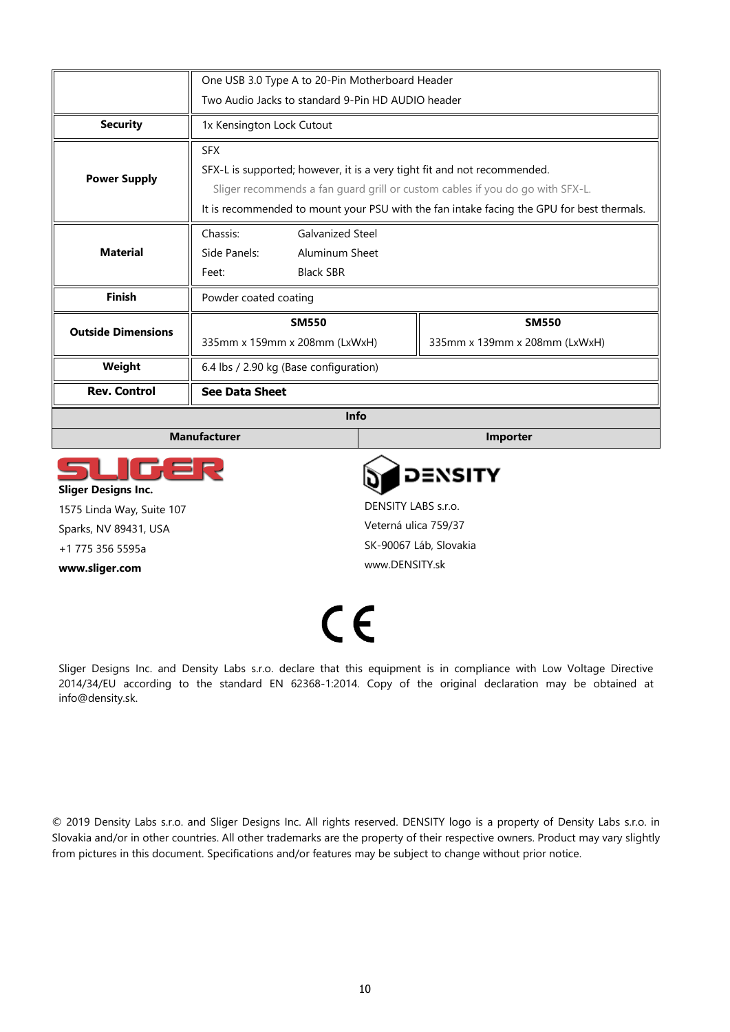| | | |
|---|---|---|
| | One USB 3.0 Type A to 20-Pin Motherboard Header<br>Two Audio Jacks to standard 9-Pin HD AUDIO header | |
| **Security** | 1x Kensington Lock Cutout | |
| **Power Supply** | SFX<br>SFX-L is supported; however, it is a very tight fit and not recommended.<br>Sliger recommends a fan guard grill or custom cables if you do go with SFX-L.<br>It is recommended to mount your PSU with the fan intake facing the GPU for best thermals. | |
| **Material** | Chassis: Galvanized Steel<br>Side Panels: Aluminum Sheet<br>Feet: Black SBR | |
| **Finish** | Powder coated coating | |
| **Outside Dimensions** | **SM550**<br>335mm x 159mm x 208mm (LxWxH) | **SM550**<br>335mm x 139mm x 208mm (LxWxH) |
| **Weight** | 6.4 lbs / 2.90 kg (Base configuration) | |
| **Rev. Control** | **See Data Sheet** | |

**Info**

| **Manufacturer** | **Importer** |
|---|---|
| **Sliger Designs Inc.**<br>1575 Linda Way, Suite 107<br>Sparks, NV 89431, USA<br>+1 775 356 5595a<br>**www.sliger.com** | DENSITY LABS s.r.o.<br>Veterná ulica 759/37<br>SK-90067 Láb, Slovakia<br>www.DENSITY.sk |

CE

Sliger Designs Inc. and Density Labs s.r.o. declare that this equipment is in compliance with Low Voltage Directive 2014/34/EU according to the standard EN 62368-1:2014. Copy of the original declaration may be obtained at info@density.sk.

© 2019 Density Labs s.r.o. and Sliger Designs Inc. All rights reserved. DENSITY logo is a property of Density Labs s.r.o. in Slovakia and/or in other countries. All other trademarks are the property of their respective owners. Product may vary slightly from pictures in this document. Specifications and/or features may be subject to change without prior notice.